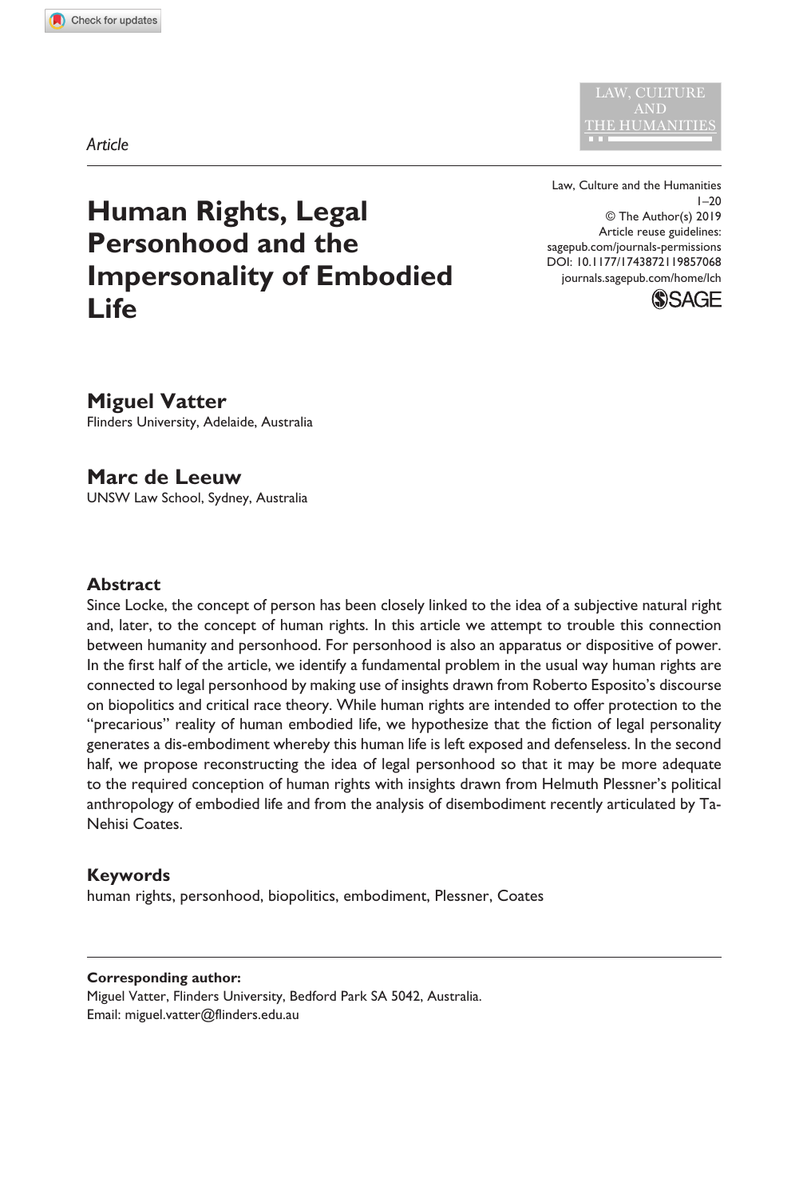*Article*

# Human Rights, Legal Personhood and the Impersonality of Embodied Life

Law, Culture and the Humanities
1–20
© The Author(s) 2019
Article reuse guidelines:
sagepub.com/journals-permissions
DOI: 10.1177/1743872119857068
journals.sagepub.com/home/lch

**Miguel Vatter**
Flinders University, Adelaide, Australia

**Marc de Leeuw**
UNSW Law School, Sydney, Australia

## Abstract

Since Locke, the concept of person has been closely linked to the idea of a subjective natural right and, later, to the concept of human rights. In this article we attempt to trouble this connection between humanity and personhood. For personhood is also an apparatus or dispositive of power. In the first half of the article, we identify a fundamental problem in the usual way human rights are connected to legal personhood by making use of insights drawn from Roberto Esposito's discourse on biopolitics and critical race theory. While human rights are intended to offer protection to the "precarious" reality of human embodied life, we hypothesize that the fiction of legal personality generates a dis-embodiment whereby this human life is left exposed and defenseless. In the second half, we propose reconstructing the idea of legal personhood so that it may be more adequate to the required conception of human rights with insights drawn from Helmuth Plessner's political anthropology of embodied life and from the analysis of disembodiment recently articulated by Ta-Nehisi Coates.

## Keywords

human rights, personhood, biopolitics, embodiment, Plessner, Coates

**Corresponding author:**
Miguel Vatter, Flinders University, Bedford Park SA 5042, Australia.
Email: miguel.vatter@flinders.edu.au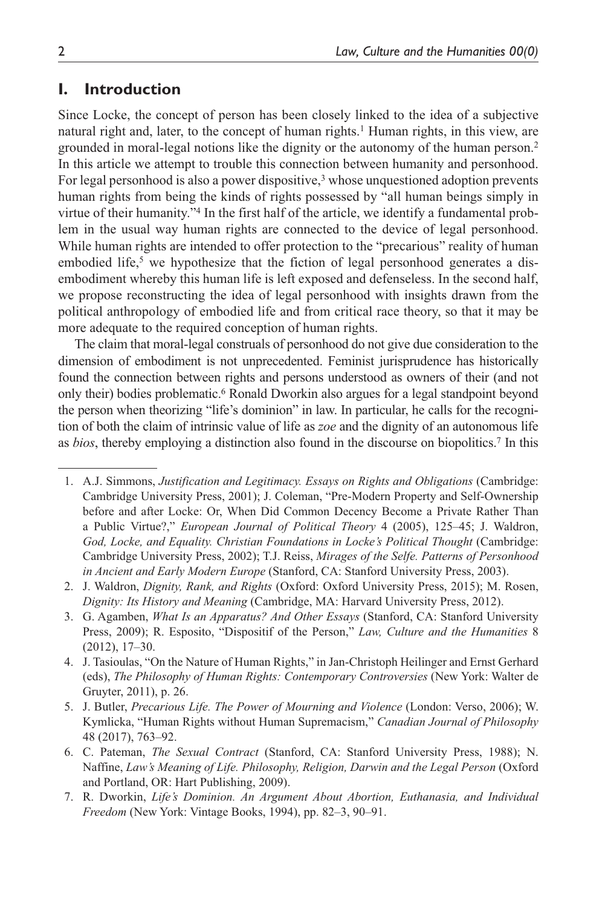## I. Introduction

Since Locke, the concept of person has been closely linked to the idea of a subjective natural right and, later, to the concept of human rights.[1] Human rights, in this view, are grounded in moral-legal notions like the dignity or the autonomy of the human person.[2] In this article we attempt to trouble this connection between humanity and personhood. For legal personhood is also a power dispositive,[3] whose unquestioned adoption prevents human rights from being the kinds of rights possessed by "all human beings simply in virtue of their humanity."[4] In the first half of the article, we identify a fundamental problem in the usual way human rights are connected to the device of legal personhood. While human rights are intended to offer protection to the "precarious" reality of human embodied life,[5] we hypothesize that the fiction of legal personhood generates a disembodiment whereby this human life is left exposed and defenseless. In the second half, we propose reconstructing the idea of legal personhood with insights drawn from the political anthropology of embodied life and from critical race theory, so that it may be more adequate to the required conception of human rights.

The claim that moral-legal construals of personhood do not give due consideration to the dimension of embodiment is not unprecedented. Feminist jurisprudence has historically found the connection between rights and persons understood as owners of their (and not only their) bodies problematic.[6] Ronald Dworkin also argues for a legal standpoint beyond the person when theorizing "life's dominion" in law. In particular, he calls for the recognition of both the claim of intrinsic value of life as *zoe* and the dignity of an autonomous life as *bios*, thereby employing a distinction also found in the discourse on biopolitics.[7] In this

1. A.J. Simmons, *Justification and Legitimacy. Essays on Rights and Obligations* (Cambridge: Cambridge University Press, 2001); J. Coleman, "Pre-Modern Property and Self-Ownership before and after Locke: Or, When Did Common Decency Become a Private Rather Than a Public Virtue?," *European Journal of Political Theory* 4 (2005), 125–45; J. Waldron, *God, Locke, and Equality. Christian Foundations in Locke's Political Thought* (Cambridge: Cambridge University Press, 2002); T.J. Reiss, *Mirages of the Selfe. Patterns of Personhood in Ancient and Early Modern Europe* (Stanford, CA: Stanford University Press, 2003).
2. J. Waldron, *Dignity, Rank, and Rights* (Oxford: Oxford University Press, 2015); M. Rosen, *Dignity: Its History and Meaning* (Cambridge, MA: Harvard University Press, 2012).
3. G. Agamben, *What Is an Apparatus? And Other Essays* (Stanford, CA: Stanford University Press, 2009); R. Esposito, "Dispositif of the Person," *Law, Culture and the Humanities* 8 (2012), 17–30.
4. J. Tasioulas, "On the Nature of Human Rights," in Jan-Christoph Heilinger and Ernst Gerhard (eds), *The Philosophy of Human Rights: Contemporary Controversies* (New York: Walter de Gruyter, 2011), p. 26.
5. J. Butler, *Precarious Life. The Power of Mourning and Violence* (London: Verso, 2006); W. Kymlicka, "Human Rights without Human Supremacism," *Canadian Journal of Philosophy* 48 (2017), 763–92.
6. C. Pateman, *The Sexual Contract* (Stanford, CA: Stanford University Press, 1988); N. Naffine, *Law's Meaning of Life. Philosophy, Religion, Darwin and the Legal Person* (Oxford and Portland, OR: Hart Publishing, 2009).
7. R. Dworkin, *Life's Dominion. An Argument About Abortion, Euthanasia, and Individual Freedom* (New York: Vintage Books, 1994), pp. 82–3, 90–91.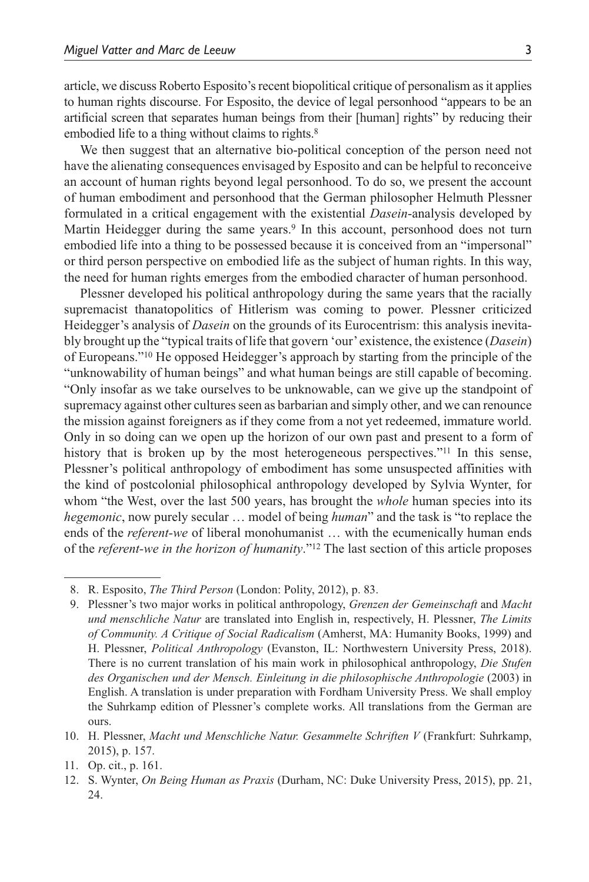article, we discuss Roberto Esposito's recent biopolitical critique of personalism as it applies to human rights discourse. For Esposito, the device of legal personhood "appears to be an artificial screen that separates human beings from their [human] rights" by reducing their embodied life to a thing without claims to rights.[8]

We then suggest that an alternative bio-political conception of the person need not have the alienating consequences envisaged by Esposito and can be helpful to reconceive an account of human rights beyond legal personhood. To do so, we present the account of human embodiment and personhood that the German philosopher Helmuth Plessner formulated in a critical engagement with the existential *Dasein*-analysis developed by Martin Heidegger during the same years.[9] In this account, personhood does not turn embodied life into a thing to be possessed because it is conceived from an "impersonal" or third person perspective on embodied life as the subject of human rights. In this way, the need for human rights emerges from the embodied character of human personhood.

Plessner developed his political anthropology during the same years that the racially supremacist thanatopolitics of Hitlerism was coming to power. Plessner criticized Heidegger's analysis of *Dasein* on the grounds of its Eurocentrism: this analysis inevitably brought up the "typical traits of life that govern 'our' existence, the existence (*Dasein*) of Europeans."[10] He opposed Heidegger's approach by starting from the principle of the "unknowability of human beings" and what human beings are still capable of becoming. "Only insofar as we take ourselves to be unknowable, can we give up the standpoint of supremacy against other cultures seen as barbarian and simply other, and we can renounce the mission against foreigners as if they come from a not yet redeemed, immature world. Only in so doing can we open up the horizon of our own past and present to a form of history that is broken up by the most heterogeneous perspectives."[11] In this sense, Plessner's political anthropology of embodiment has some unsuspected affinities with the kind of postcolonial philosophical anthropology developed by Sylvia Wynter, for whom "the West, over the last 500 years, has brought the *whole* human species into its *hegemonic*, now purely secular … model of being *human*" and the task is "to replace the ends of the *referent-we* of liberal monohumanist … with the ecumenically human ends of the *referent-we in the horizon of humanity*."[12] The last section of this article proposes

8. R. Esposito, *The Third Person* (London: Polity, 2012), p. 83.

9. Plessner's two major works in political anthropology, *Grenzen der Gemeinschaft* and *Macht und menschliche Natur* are translated into English in, respectively, H. Plessner, *The Limits of Community. A Critique of Social Radicalism* (Amherst, MA: Humanity Books, 1999) and H. Plessner, *Political Anthropology* (Evanston, IL: Northwestern University Press, 2018). There is no current translation of his main work in philosophical anthropology, *Die Stufen des Organischen und der Mensch. Einleitung in die philosophische Anthropologie* (2003) in English. A translation is under preparation with Fordham University Press. We shall employ the Suhrkamp edition of Plessner's complete works. All translations from the German are ours.

10. H. Plessner, *Macht und Menschliche Natur. Gesammelte Schriften V* (Frankfurt: Suhrkamp, 2015), p. 157.

11. Op. cit., p. 161.

12. S. Wynter, *On Being Human as Praxis* (Durham, NC: Duke University Press, 2015), pp. 21, 24.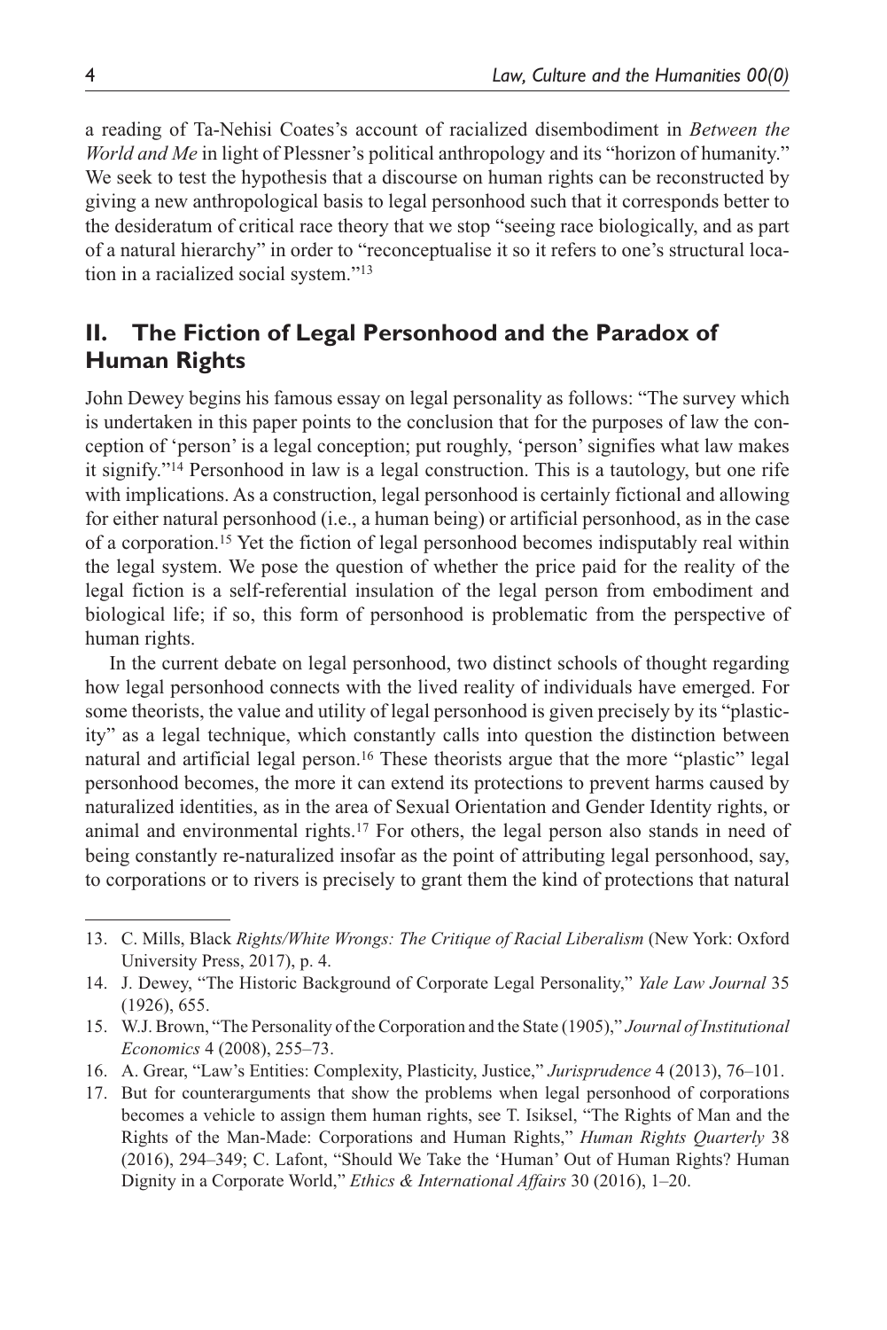a reading of Ta-Nehisi Coates's account of racialized disembodiment in *Between the World and Me* in light of Plessner's political anthropology and its "horizon of humanity." We seek to test the hypothesis that a discourse on human rights can be reconstructed by giving a new anthropological basis to legal personhood such that it corresponds better to the desideratum of critical race theory that we stop "seeing race biologically, and as part of a natural hierarchy" in order to "reconceptualise it so it refers to one's structural location in a racialized social system."[13]

## II. The Fiction of Legal Personhood and the Paradox of Human Rights

John Dewey begins his famous essay on legal personality as follows: "The survey which is undertaken in this paper points to the conclusion that for the purposes of law the conception of 'person' is a legal conception; put roughly, 'person' signifies what law makes it signify."[14] Personhood in law is a legal construction. This is a tautology, but one rife with implications. As a construction, legal personhood is certainly fictional and allowing for either natural personhood (i.e., a human being) or artificial personhood, as in the case of a corporation.[15] Yet the fiction of legal personhood becomes indisputably real within the legal system. We pose the question of whether the price paid for the reality of the legal fiction is a self-referential insulation of the legal person from embodiment and biological life; if so, this form of personhood is problematic from the perspective of human rights.

In the current debate on legal personhood, two distinct schools of thought regarding how legal personhood connects with the lived reality of individuals have emerged. For some theorists, the value and utility of legal personhood is given precisely by its "plasticity" as a legal technique, which constantly calls into question the distinction between natural and artificial legal person.[16] These theorists argue that the more "plastic" legal personhood becomes, the more it can extend its protections to prevent harms caused by naturalized identities, as in the area of Sexual Orientation and Gender Identity rights, or animal and environmental rights.[17] For others, the legal person also stands in need of being constantly re-naturalized insofar as the point of attributing legal personhood, say, to corporations or to rivers is precisely to grant them the kind of protections that natural

---

13. C. Mills, Black *Rights/White Wrongs: The Critique of Racial Liberalism* (New York: Oxford University Press, 2017), p. 4.
14. J. Dewey, "The Historic Background of Corporate Legal Personality," *Yale Law Journal* 35 (1926), 655.
15. W.J. Brown, "The Personality of the Corporation and the State (1905)," *Journal of Institutional Economics* 4 (2008), 255–73.
16. A. Grear, "Law's Entities: Complexity, Plasticity, Justice," *Jurisprudence* 4 (2013), 76–101.
17. But for counterarguments that show the problems when legal personhood of corporations becomes a vehicle to assign them human rights, see T. Isiksel, "The Rights of Man and the Rights of the Man-Made: Corporations and Human Rights," *Human Rights Quarterly* 38 (2016), 294–349; C. Lafont, "Should We Take the 'Human' Out of Human Rights? Human Dignity in a Corporate World," *Ethics & International Affairs* 30 (2016), 1–20.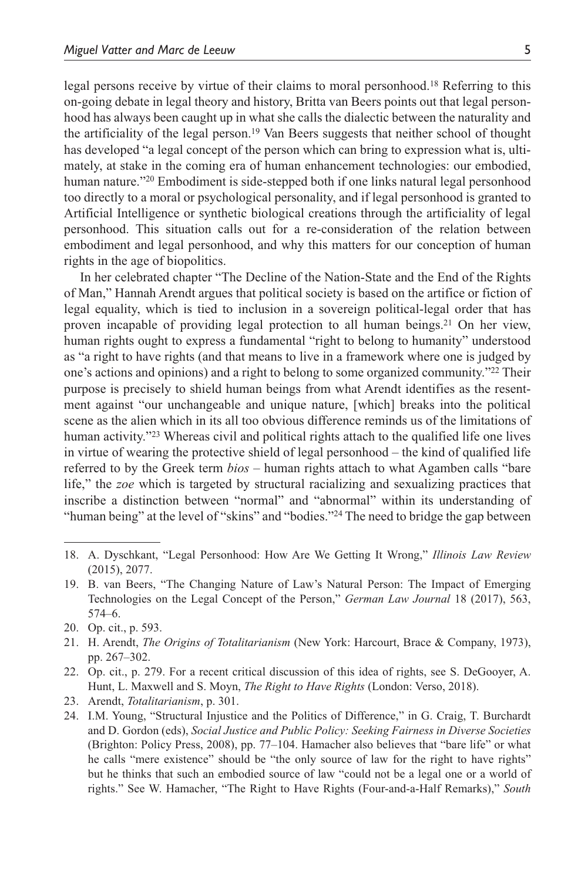legal persons receive by virtue of their claims to moral personhood.[18] Referring to this on-going debate in legal theory and history, Britta van Beers points out that legal personhood has always been caught up in what she calls the dialectic between the naturality and the artificiality of the legal person.[19] Van Beers suggests that neither school of thought has developed "a legal concept of the person which can bring to expression what is, ultimately, at stake in the coming era of human enhancement technologies: our embodied, human nature."[20] Embodiment is side-stepped both if one links natural legal personhood too directly to a moral or psychological personality, and if legal personhood is granted to Artificial Intelligence or synthetic biological creations through the artificiality of legal personhood. This situation calls out for a re-consideration of the relation between embodiment and legal personhood, and why this matters for our conception of human rights in the age of biopolitics.

In her celebrated chapter "The Decline of the Nation-State and the End of the Rights of Man," Hannah Arendt argues that political society is based on the artifice or fiction of legal equality, which is tied to inclusion in a sovereign political-legal order that has proven incapable of providing legal protection to all human beings.[21] On her view, human rights ought to express a fundamental "right to belong to humanity" understood as "a right to have rights (and that means to live in a framework where one is judged by one's actions and opinions) and a right to belong to some organized community."[22] Their purpose is precisely to shield human beings from what Arendt identifies as the resentment against "our unchangeable and unique nature, [which] breaks into the political scene as the alien which in its all too obvious difference reminds us of the limitations of human activity."[23] Whereas civil and political rights attach to the qualified life one lives in virtue of wearing the protective shield of legal personhood – the kind of qualified life referred to by the Greek term *bios* – human rights attach to what Agamben calls "bare life," the *zoe* which is targeted by structural racializing and sexualizing practices that inscribe a distinction between "normal" and "abnormal" within its understanding of "human being" at the level of "skins" and "bodies."[24] The need to bridge the gap between

---

18. A. Dyschkant, "Legal Personhood: How Are We Getting It Wrong," *Illinois Law Review* (2015), 2077.
19. B. van Beers, "The Changing Nature of Law's Natural Person: The Impact of Emerging Technologies on the Legal Concept of the Person," *German Law Journal* 18 (2017), 563, 574–6.
20. Op. cit., p. 593.
21. H. Arendt, *The Origins of Totalitarianism* (New York: Harcourt, Brace & Company, 1973), pp. 267–302.
22. Op. cit., p. 279. For a recent critical discussion of this idea of rights, see S. DeGooyer, A. Hunt, L. Maxwell and S. Moyn, *The Right to Have Rights* (London: Verso, 2018).
23. Arendt, *Totalitarianism*, p. 301.
24. I.M. Young, "Structural Injustice and the Politics of Difference," in G. Craig, T. Burchardt and D. Gordon (eds), *Social Justice and Public Policy: Seeking Fairness in Diverse Societies* (Brighton: Policy Press, 2008), pp. 77–104. Hamacher also believes that "bare life" or what he calls "mere existence" should be "the only source of law for the right to have rights" but he thinks that such an embodied source of law "could not be a legal one or a world of rights." See W. Hamacher, "The Right to Have Rights (Four-and-a-Half Remarks)," *South*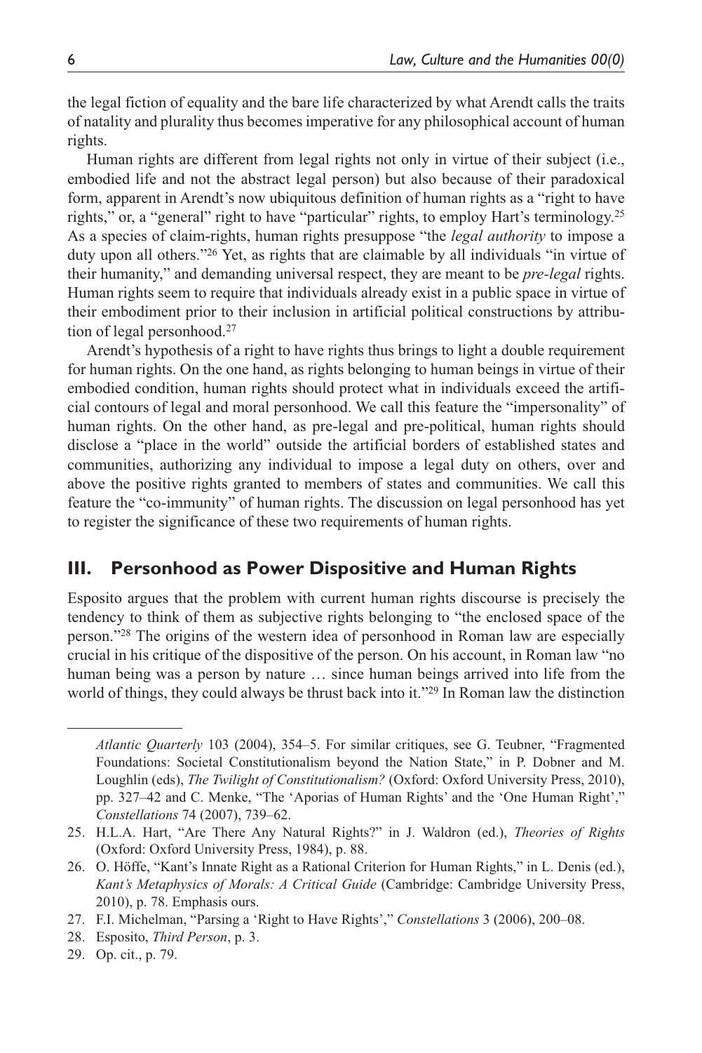the legal fiction of equality and the bare life characterized by what Arendt calls the traits of natality and plurality thus becomes imperative for any philosophical account of human rights.

Human rights are different from legal rights not only in virtue of their subject (i.e., embodied life and not the abstract legal person) but also because of their paradoxical form, apparent in Arendt's now ubiquitous definition of human rights as a "right to have rights," or, a "general" right to have "particular" rights, to employ Hart's terminology.[25] As a species of claim-rights, human rights presuppose "the *legal authority* to impose a duty upon all others."[26] Yet, as rights that are claimable by all individuals "in virtue of their humanity," and demanding universal respect, they are meant to be *pre-legal* rights. Human rights seem to require that individuals already exist in a public space in virtue of their embodiment prior to their inclusion in artificial political constructions by attribution of legal personhood.[27]

Arendt's hypothesis of a right to have rights thus brings to light a double requirement for human rights. On the one hand, as rights belonging to human beings in virtue of their embodied condition, human rights should protect what in individuals exceed the artificial contours of legal and moral personhood. We call this feature the "impersonality" of human rights. On the other hand, as pre-legal and pre-political, human rights should disclose a "place in the world" outside the artificial borders of established states and communities, authorizing any individual to impose a legal duty on others, over and above the positive rights granted to members of states and communities. We call this feature the "co-immunity" of human rights. The discussion on legal personhood has yet to register the significance of these two requirements of human rights.

## III. Personhood as Power Dispositive and Human Rights

Esposito argues that the problem with current human rights discourse is precisely the tendency to think of them as subjective rights belonging to "the enclosed space of the person."[28] The origins of the western idea of personhood in Roman law are especially crucial in his critique of the dispositive of the person. On his account, in Roman law "no human being was a person by nature … since human beings arrived into life from the world of things, they could always be thrust back into it."[29] In Roman law the distinction

*Atlantic Quarterly* 103 (2004), 354–5. For similar critiques, see G. Teubner, "Fragmented Foundations: Societal Constitutionalism beyond the Nation State," in P. Dobner and M. Loughlin (eds), *The Twilight of Constitutionalism?* (Oxford: Oxford University Press, 2010), pp. 327–42 and C. Menke, "The 'Aporias of Human Rights' and the 'One Human Right'," *Constellations* 74 (2007), 739–62.

25. H.L.A. Hart, "Are There Any Natural Rights?" in J. Waldron (ed.), *Theories of Rights* (Oxford: Oxford University Press, 1984), p. 88.
26. O. Höffe, "Kant's Innate Right as a Rational Criterion for Human Rights," in L. Denis (ed.), *Kant's Metaphysics of Morals: A Critical Guide* (Cambridge: Cambridge University Press, 2010), p. 78. Emphasis ours.
27. F.I. Michelman, "Parsing a 'Right to Have Rights'," *Constellations* 3 (2006), 200–08.
28. Esposito, *Third Person*, p. 3.
29. Op. cit., p. 79.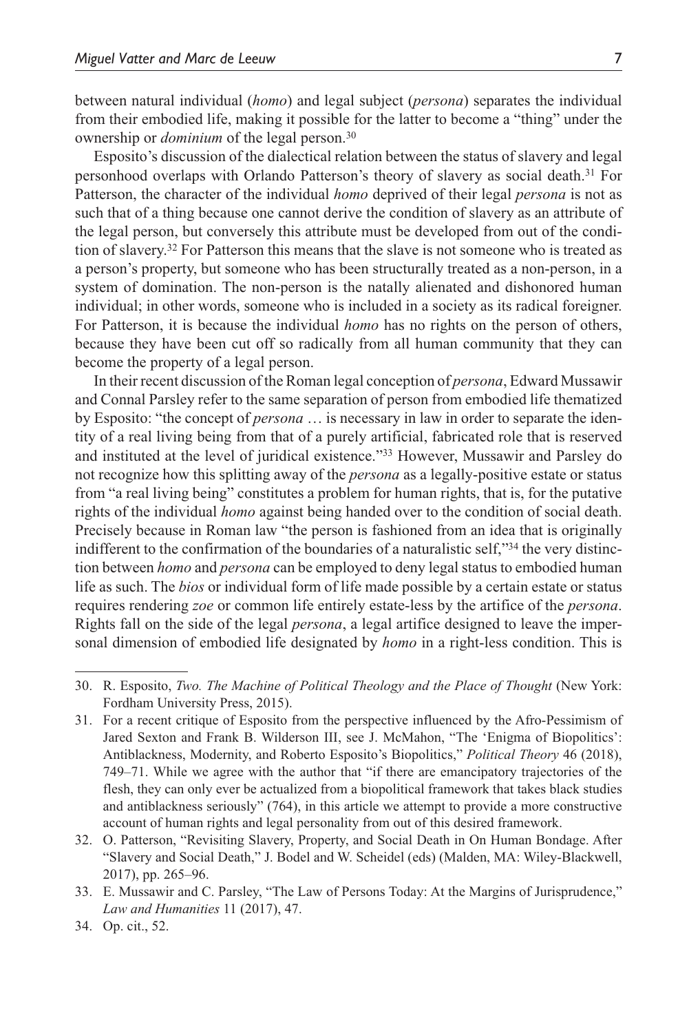between natural individual (*homo*) and legal subject (*persona*) separates the individual from their embodied life, making it possible for the latter to become a "thing" under the ownership or *dominium* of the legal person.[30]

Esposito's discussion of the dialectical relation between the status of slavery and legal personhood overlaps with Orlando Patterson's theory of slavery as social death.[31] For Patterson, the character of the individual *homo* deprived of their legal *persona* is not as such that of a thing because one cannot derive the condition of slavery as an attribute of the legal person, but conversely this attribute must be developed from out of the condition of slavery.[32] For Patterson this means that the slave is not someone who is treated as a person's property, but someone who has been structurally treated as a non-person, in a system of domination. The non-person is the natally alienated and dishonored human individual; in other words, someone who is included in a society as its radical foreigner. For Patterson, it is because the individual *homo* has no rights on the person of others, because they have been cut off so radically from all human community that they can become the property of a legal person.

In their recent discussion of the Roman legal conception of *persona*, Edward Mussawir and Connal Parsley refer to the same separation of person from embodied life thematized by Esposito: "the concept of *persona* … is necessary in law in order to separate the identity of a real living being from that of a purely artificial, fabricated role that is reserved and instituted at the level of juridical existence."[33] However, Mussawir and Parsley do not recognize how this splitting away of the *persona* as a legally-positive estate or status from "a real living being" constitutes a problem for human rights, that is, for the putative rights of the individual *homo* against being handed over to the condition of social death. Precisely because in Roman law "the person is fashioned from an idea that is originally indifferent to the confirmation of the boundaries of a naturalistic self,"[34] the very distinction between *homo* and *persona* can be employed to deny legal status to embodied human life as such. The *bios* or individual form of life made possible by a certain estate or status requires rendering *zoe* or common life entirely estate-less by the artifice of the *persona*. Rights fall on the side of the legal *persona*, a legal artifice designed to leave the impersonal dimension of embodied life designated by *homo* in a right-less condition. This is

---

30. R. Esposito, *Two. The Machine of Political Theology and the Place of Thought* (New York: Fordham University Press, 2015).

31. For a recent critique of Esposito from the perspective influenced by the Afro-Pessimism of Jared Sexton and Frank B. Wilderson III, see J. McMahon, "The 'Enigma of Biopolitics': Antiblackness, Modernity, and Roberto Esposito's Biopolitics," *Political Theory* 46 (2018), 749–71. While we agree with the author that "if there are emancipatory trajectories of the flesh, they can only ever be actualized from a biopolitical framework that takes black studies and antiblackness seriously" (764), in this article we attempt to provide a more constructive account of human rights and legal personality from out of this desired framework.

32. O. Patterson, "Revisiting Slavery, Property, and Social Death in On Human Bondage. After "Slavery and Social Death," J. Bodel and W. Scheidel (eds) (Malden, MA: Wiley-Blackwell, 2017), pp. 265–96.

33. E. Mussawir and C. Parsley, "The Law of Persons Today: At the Margins of Jurisprudence," *Law and Humanities* 11 (2017), 47.

34. Op. cit., 52.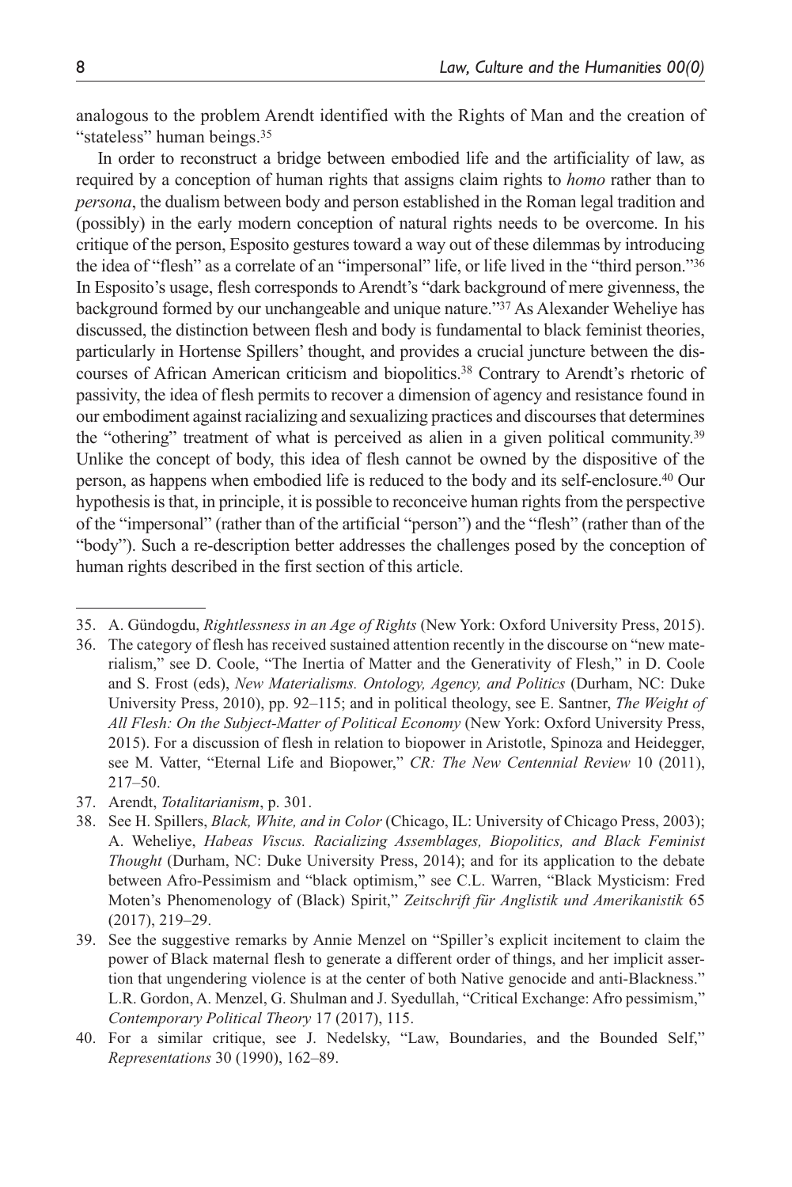analogous to the problem Arendt identified with the Rights of Man and the creation of "stateless" human beings.[35]

In order to reconstruct a bridge between embodied life and the artificiality of law, as required by a conception of human rights that assigns claim rights to *homo* rather than to *persona*, the dualism between body and person established in the Roman legal tradition and (possibly) in the early modern conception of natural rights needs to be overcome. In his critique of the person, Esposito gestures toward a way out of these dilemmas by introducing the idea of "flesh" as a correlate of an "impersonal" life, or life lived in the "third person."[36] In Esposito's usage, flesh corresponds to Arendt's "dark background of mere givenness, the background formed by our unchangeable and unique nature."[37] As Alexander Weheliye has discussed, the distinction between flesh and body is fundamental to black feminist theories, particularly in Hortense Spillers' thought, and provides a crucial juncture between the discourses of African American criticism and biopolitics.[38] Contrary to Arendt's rhetoric of passivity, the idea of flesh permits to recover a dimension of agency and resistance found in our embodiment against racializing and sexualizing practices and discourses that determines the "othering" treatment of what is perceived as alien in a given political community.[39] Unlike the concept of body, this idea of flesh cannot be owned by the dispositive of the person, as happens when embodied life is reduced to the body and its self-enclosure.[40] Our hypothesis is that, in principle, it is possible to reconceive human rights from the perspective of the "impersonal" (rather than of the artificial "person") and the "flesh" (rather than of the "body"). Such a re-description better addresses the challenges posed by the conception of human rights described in the first section of this article.

---

35. A. Gündogdu, *Rightlessness in an Age of Rights* (New York: Oxford University Press, 2015).
36. The category of flesh has received sustained attention recently in the discourse on "new materialism," see D. Coole, "The Inertia of Matter and the Generativity of Flesh," in D. Coole and S. Frost (eds), *New Materialisms. Ontology, Agency, and Politics* (Durham, NC: Duke University Press, 2010), pp. 92–115; and in political theology, see E. Santner, *The Weight of All Flesh: On the Subject-Matter of Political Economy* (New York: Oxford University Press, 2015). For a discussion of flesh in relation to biopower in Aristotle, Spinoza and Heidegger, see M. Vatter, "Eternal Life and Biopower," *CR: The New Centennial Review* 10 (2011), 217–50.
37. Arendt, *Totalitarianism*, p. 301.
38. See H. Spillers, *Black, White, and in Color* (Chicago, IL: University of Chicago Press, 2003); A. Weheliye, *Habeas Viscus. Racializing Assemblages, Biopolitics, and Black Feminist Thought* (Durham, NC: Duke University Press, 2014); and for its application to the debate between Afro-Pessimism and "black optimism," see C.L. Warren, "Black Mysticism: Fred Moten's Phenomenology of (Black) Spirit," *Zeitschrift für Anglistik und Amerikanistik* 65 (2017), 219–29.
39. See the suggestive remarks by Annie Menzel on "Spiller's explicit incitement to claim the power of Black maternal flesh to generate a different order of things, and her implicit assertion that ungendering violence is at the center of both Native genocide and anti-Blackness." L.R. Gordon, A. Menzel, G. Shulman and J. Syedullah, "Critical Exchange: Afro pessimism," *Contemporary Political Theory* 17 (2017), 115.
40. For a similar critique, see J. Nedelsky, "Law, Boundaries, and the Bounded Self," *Representations* 30 (1990), 162–89.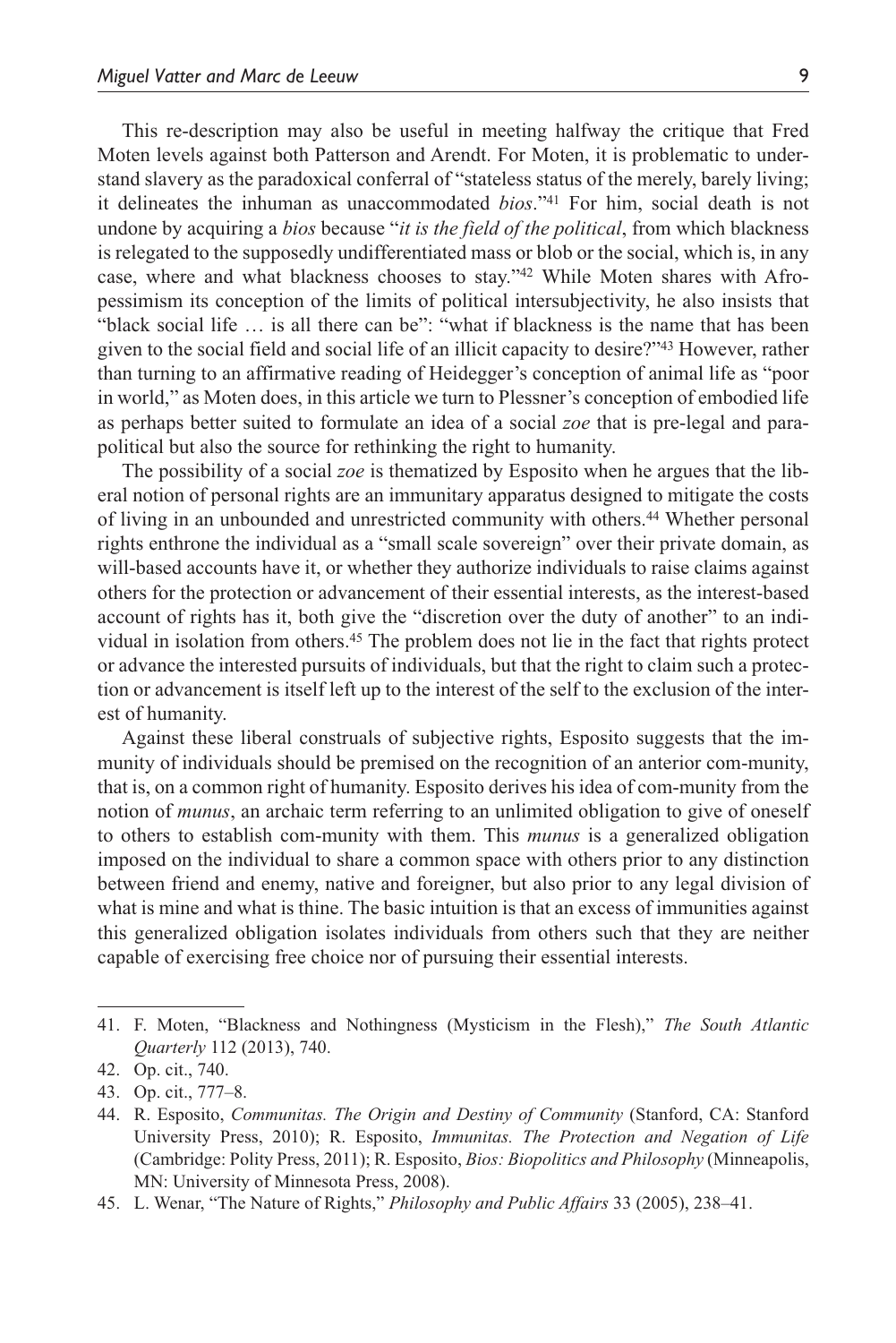This re-description may also be useful in meeting halfway the critique that Fred Moten levels against both Patterson and Arendt. For Moten, it is problematic to understand slavery as the paradoxical conferral of "stateless status of the merely, barely living; it delineates the inhuman as unaccommodated *bios*."[41] For him, social death is not undone by acquiring a *bios* because "*it is the field of the political*, from which blackness is relegated to the supposedly undifferentiated mass or blob or the social, which is, in any case, where and what blackness chooses to stay."[42] While Moten shares with Afropessimism its conception of the limits of political intersubjectivity, he also insists that "black social life … is all there can be": "what if blackness is the name that has been given to the social field and social life of an illicit capacity to desire?"[43] However, rather than turning to an affirmative reading of Heidegger's conception of animal life as "poor in world," as Moten does, in this article we turn to Plessner's conception of embodied life as perhaps better suited to formulate an idea of a social *zoe* that is pre-legal and parapolitical but also the source for rethinking the right to humanity.

The possibility of a social *zoe* is thematized by Esposito when he argues that the liberal notion of personal rights are an immunitary apparatus designed to mitigate the costs of living in an unbounded and unrestricted community with others.[44] Whether personal rights enthrone the individual as a "small scale sovereign" over their private domain, as will-based accounts have it, or whether they authorize individuals to raise claims against others for the protection or advancement of their essential interests, as the interest-based account of rights has it, both give the "discretion over the duty of another" to an individual in isolation from others.[45] The problem does not lie in the fact that rights protect or advance the interested pursuits of individuals, but that the right to claim such a protection or advancement is itself left up to the interest of the self to the exclusion of the interest of humanity.

Against these liberal construals of subjective rights, Esposito suggests that the immunity of individuals should be premised on the recognition of an anterior com-munity, that is, on a common right of humanity. Esposito derives his idea of com-munity from the notion of *munus*, an archaic term referring to an unlimited obligation to give of oneself to others to establish com-munity with them. This *munus* is a generalized obligation imposed on the individual to share a common space with others prior to any distinction between friend and enemy, native and foreigner, but also prior to any legal division of what is mine and what is thine. The basic intuition is that an excess of immunities against this generalized obligation isolates individuals from others such that they are neither capable of exercising free choice nor of pursuing their essential interests.

---

41. F. Moten, "Blackness and Nothingness (Mysticism in the Flesh)," *The South Atlantic Quarterly* 112 (2013), 740.
42. Op. cit., 740.
43. Op. cit., 777–8.
44. R. Esposito, *Communitas. The Origin and Destiny of Community* (Stanford, CA: Stanford University Press, 2010); R. Esposito, *Immunitas. The Protection and Negation of Life* (Cambridge: Polity Press, 2011); R. Esposito, *Bios: Biopolitics and Philosophy* (Minneapolis, MN: University of Minnesota Press, 2008).
45. L. Wenar, "The Nature of Rights," *Philosophy and Public Affairs* 33 (2005), 238–41.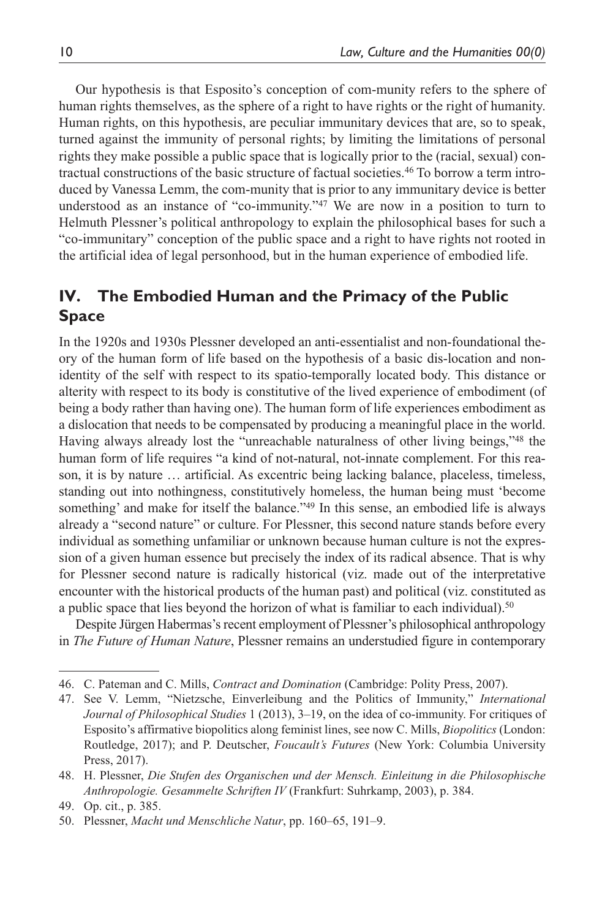Our hypothesis is that Esposito's conception of com-munity refers to the sphere of human rights themselves, as the sphere of a right to have rights or the right of humanity. Human rights, on this hypothesis, are peculiar immunitary devices that are, so to speak, turned against the immunity of personal rights; by limiting the limitations of personal rights they make possible a public space that is logically prior to the (racial, sexual) contractual constructions of the basic structure of factual societies.[46] To borrow a term introduced by Vanessa Lemm, the com-munity that is prior to any immunitary device is better understood as an instance of "co-immunity."[47] We are now in a position to turn to Helmuth Plessner's political anthropology to explain the philosophical bases for such a "co-immunitary" conception of the public space and a right to have rights not rooted in the artificial idea of legal personhood, but in the human experience of embodied life.

## IV. The Embodied Human and the Primacy of the Public Space

In the 1920s and 1930s Plessner developed an anti-essentialist and non-foundational theory of the human form of life based on the hypothesis of a basic dis-location and non-identity of the self with respect to its spatio-temporally located body. This distance or alterity with respect to its body is constitutive of the lived experience of embodiment (of being a body rather than having one). The human form of life experiences embodiment as a dislocation that needs to be compensated by producing a meaningful place in the world. Having always already lost the "unreachable naturalness of other living beings,"[48] the human form of life requires "a kind of not-natural, not-innate complement. For this reason, it is by nature … artificial. As excentric being lacking balance, placeless, timeless, standing out into nothingness, constitutively homeless, the human being must 'become something' and make for itself the balance."[49] In this sense, an embodied life is always already a "second nature" or culture. For Plessner, this second nature stands before every individual as something unfamiliar or unknown because human culture is not the expression of a given human essence but precisely the index of its radical absence. That is why for Plessner second nature is radically historical (viz. made out of the interpretative encounter with the historical products of the human past) and political (viz. constituted as a public space that lies beyond the horizon of what is familiar to each individual).[50]

Despite Jürgen Habermas's recent employment of Plessner's philosophical anthropology in *The Future of Human Nature*, Plessner remains an understudied figure in contemporary

---

46. C. Pateman and C. Mills, *Contract and Domination* (Cambridge: Polity Press, 2007).

47. See V. Lemm, "Nietzsche, Einverleibung and the Politics of Immunity," *International Journal of Philosophical Studies* 1 (2013), 3–19, on the idea of co-immunity. For critiques of Esposito's affirmative biopolitics along feminist lines, see now C. Mills, *Biopolitics* (London: Routledge, 2017); and P. Deutscher, *Foucault's Futures* (New York: Columbia University Press, 2017).

48. H. Plessner, *Die Stufen des Organischen und der Mensch. Einleitung in die Philosophische Anthropologie. Gesammelte Schriften IV* (Frankfurt: Suhrkamp, 2003), p. 384.

49. Op. cit., p. 385.

50. Plessner, *Macht und Menschliche Natur*, pp. 160–65, 191–9.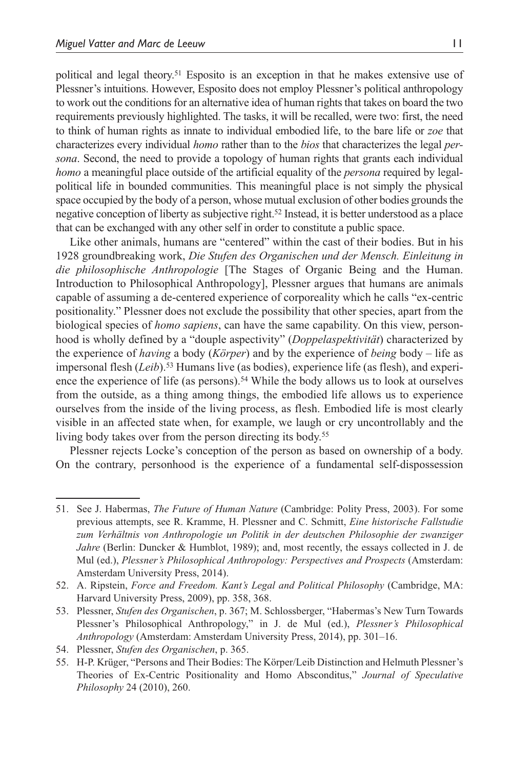political and legal theory.[51] Esposito is an exception in that he makes extensive use of Plessner's intuitions. However, Esposito does not employ Plessner's political anthropology to work out the conditions for an alternative idea of human rights that takes on board the two requirements previously highlighted. The tasks, it will be recalled, were two: first, the need to think of human rights as innate to individual embodied life, to the bare life or *zoe* that characterizes every individual *homo* rather than to the *bios* that characterizes the legal *persona*. Second, the need to provide a topology of human rights that grants each individual *homo* a meaningful place outside of the artificial equality of the *persona* required by legal-political life in bounded communities. This meaningful place is not simply the physical space occupied by the body of a person, whose mutual exclusion of other bodies grounds the negative conception of liberty as subjective right.[52] Instead, it is better understood as a place that can be exchanged with any other self in order to constitute a public space.

Like other animals, humans are "centered" within the cast of their bodies. But in his 1928 groundbreaking work, *Die Stufen des Organischen und der Mensch. Einleitung in die philosophische Anthropologie* [The Stages of Organic Being and the Human. Introduction to Philosophical Anthropology], Plessner argues that humans are animals capable of assuming a de-centered experience of corporeality which he calls "ex-centric positionality." Plessner does not exclude the possibility that other species, apart from the biological species of *homo sapiens*, can have the same capability. On this view, personhood is wholly defined by a "douple aspectivity" (*Doppelaspektivität*) characterized by the experience of *having* a body (*Körper*) and by the experience of *being* body – life as impersonal flesh (*Leib*).[53] Humans live (as bodies), experience life (as flesh), and experience the experience of life (as persons).[54] While the body allows us to look at ourselves from the outside, as a thing among things, the embodied life allows us to experience ourselves from the inside of the living process, as flesh. Embodied life is most clearly visible in an affected state when, for example, we laugh or cry uncontrollably and the living body takes over from the person directing its body.[55]

Plessner rejects Locke's conception of the person as based on ownership of a body. On the contrary, personhood is the experience of a fundamental self-dispossession

---

51. See J. Habermas, *The Future of Human Nature* (Cambridge: Polity Press, 2003). For some previous attempts, see R. Kramme, H. Plessner and C. Schmitt, *Eine historische Fallstudie zum Verhältnis von Anthropologie un Politik in der deutschen Philosophie der zwanziger Jahre* (Berlin: Duncker & Humblot, 1989); and, most recently, the essays collected in J. de Mul (ed.), *Plessner's Philosophical Anthropology: Perspectives and Prospects* (Amsterdam: Amsterdam University Press, 2014).
52. A. Ripstein, *Force and Freedom. Kant's Legal and Political Philosophy* (Cambridge, MA: Harvard University Press, 2009), pp. 358, 368.
53. Plessner, *Stufen des Organischen*, p. 367; M. Schlossberger, "Habermas's New Turn Towards Plessner's Philosophical Anthropology," in J. de Mul (ed.), *Plessner's Philosophical Anthropology* (Amsterdam: Amsterdam University Press, 2014), pp. 301–16.
54. Plessner, *Stufen des Organischen*, p. 365.
55. H-P. Krüger, "Persons and Their Bodies: The Körper/Leib Distinction and Helmuth Plessner's Theories of Ex-Centric Positionality and Homo Absconditus," *Journal of Speculative Philosophy* 24 (2010), 260.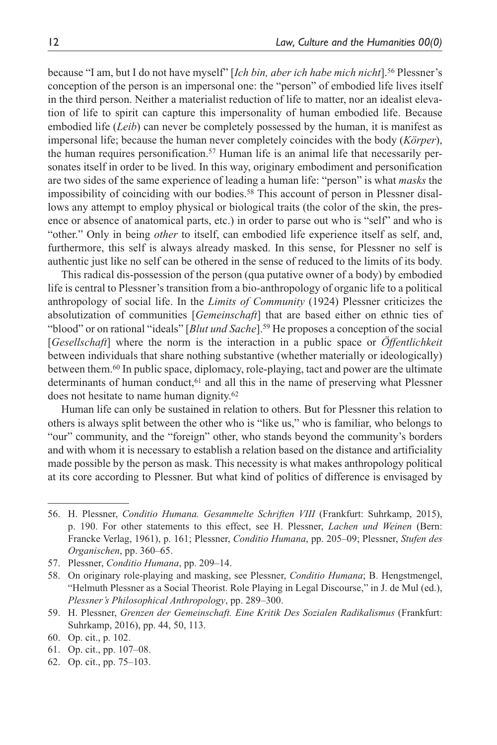because "I am, but I do not have myself" [*Ich bin, aber ich habe mich nicht*].[56] Plessner's conception of the person is an impersonal one: the "person" of embodied life lives itself in the third person. Neither a materialist reduction of life to matter, nor an idealist elevation of life to spirit can capture this impersonality of human embodied life. Because embodied life (*Leib*) can never be completely possessed by the human, it is manifest as impersonal life; because the human never completely coincides with the body (*Körper*), the human requires personification.[57] Human life is an animal life that necessarily personates itself in order to be lived. In this way, originary embodiment and personification are two sides of the same experience of leading a human life: "person" is what *masks* the impossibility of coinciding with our bodies.[58] This account of person in Plessner disallows any attempt to employ physical or biological traits (the color of the skin, the presence or absence of anatomical parts, etc.) in order to parse out who is "self" and who is "other." Only in being *other* to itself, can embodied life experience itself as self, and, furthermore, this self is always already masked. In this sense, for Plessner no self is authentic just like no self can be othered in the sense of reduced to the limits of its body.

This radical dis-possession of the person (qua putative owner of a body) by embodied life is central to Plessner's transition from a bio-anthropology of organic life to a political anthropology of social life. In the *Limits of Community* (1924) Plessner criticizes the absolutization of communities [*Gemeinschaft*] that are based either on ethnic ties of "blood" or on rational "ideals" [*Blut und Sache*].[59] He proposes a conception of the social [*Gesellschaft*] where the norm is the interaction in a public space or *Öffentlichkeit* between individuals that share nothing substantive (whether materially or ideologically) between them.[60] In public space, diplomacy, role-playing, tact and power are the ultimate determinants of human conduct,[61] and all this in the name of preserving what Plessner does not hesitate to name human dignity.[62]

Human life can only be sustained in relation to others. But for Plessner this relation to others is always split between the other who is "like us," who is familiar, who belongs to "our" community, and the "foreign" other, who stands beyond the community's borders and with whom it is necessary to establish a relation based on the distance and artificiality made possible by the person as mask. This necessity is what makes anthropology political at its core according to Plessner. But what kind of politics of difference is envisaged by

---

56. H. Plessner, *Conditio Humana. Gesammelte Schriften VIII* (Frankfurt: Suhrkamp, 2015), p. 190. For other statements to this effect, see H. Plessner, *Lachen und Weinen* (Bern: Francke Verlag, 1961), p. 161; Plessner, *Conditio Humana*, pp. 205–09; Plessner, *Stufen des Organischen*, pp. 360–65.
57. Plessner, *Conditio Humana*, pp. 209–14.
58. On originary role-playing and masking, see Plessner, *Conditio Humana*; B. Hengstmengel, "Helmuth Plessner as a Social Theorist. Role Playing in Legal Discourse," in J. de Mul (ed.), *Plessner's Philosophical Anthropology*, pp. 289–300.
59. H. Plessner, *Grenzen der Gemeinschaft. Eine Kritik Des Sozialen Radikalismus* (Frankfurt: Suhrkamp, 2016), pp. 44, 50, 113.
60. Op. cit., p. 102.
61. Op. cit., pp. 107–08.
62. Op. cit., pp. 75–103.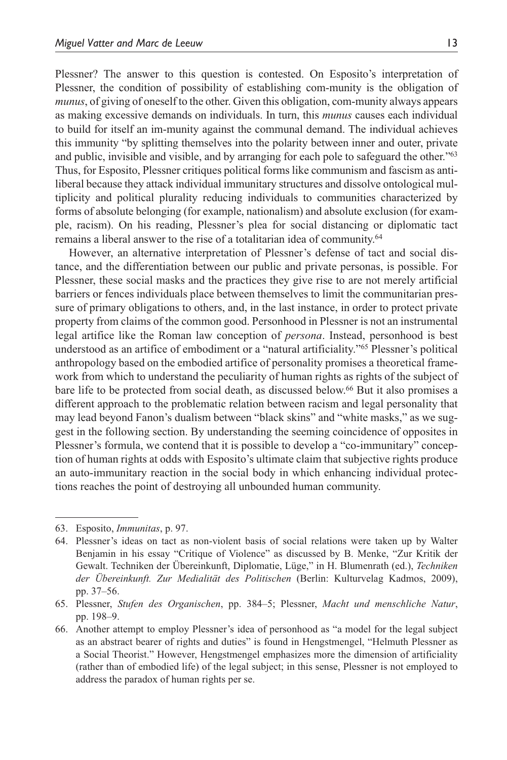Plessner? The answer to this question is contested. On Esposito's interpretation of Plessner, the condition of possibility of establishing com-munity is the obligation of *munus*, of giving of oneself to the other. Given this obligation, com-munity always appears as making excessive demands on individuals. In turn, this *munus* causes each individual to build for itself an im-munity against the communal demand. The individual achieves this immunity "by splitting themselves into the polarity between inner and outer, private and public, invisible and visible, and by arranging for each pole to safeguard the other."[63] Thus, for Esposito, Plessner critiques political forms like communism and fascism as anti-liberal because they attack individual immunitary structures and dissolve ontological multiplicity and political plurality reducing individuals to communities characterized by forms of absolute belonging (for example, nationalism) and absolute exclusion (for example, racism). On his reading, Plessner's plea for social distancing or diplomatic tact remains a liberal answer to the rise of a totalitarian idea of community.[64]

However, an alternative interpretation of Plessner's defense of tact and social distance, and the differentiation between our public and private personas, is possible. For Plessner, these social masks and the practices they give rise to are not merely artificial barriers or fences individuals place between themselves to limit the communitarian pressure of primary obligations to others, and, in the last instance, in order to protect private property from claims of the common good. Personhood in Plessner is not an instrumental legal artifice like the Roman law conception of *persona*. Instead, personhood is best understood as an artifice of embodiment or a "natural artificiality."[65] Plessner's political anthropology based on the embodied artifice of personality promises a theoretical framework from which to understand the peculiarity of human rights as rights of the subject of bare life to be protected from social death, as discussed below.[66] But it also promises a different approach to the problematic relation between racism and legal personality that may lead beyond Fanon's dualism between "black skins" and "white masks," as we suggest in the following section. By understanding the seeming coincidence of opposites in Plessner's formula, we contend that it is possible to develop a "co-immunitary" conception of human rights at odds with Esposito's ultimate claim that subjective rights produce an auto-immunitary reaction in the social body in which enhancing individual protections reaches the point of destroying all unbounded human community.

---

63. Esposito, *Immunitas*, p. 97.
64. Plessner's ideas on tact as non-violent basis of social relations were taken up by Walter Benjamin in his essay "Critique of Violence" as discussed by B. Menke, "Zur Kritik der Gewalt. Techniken der Übereinkunft, Diplomatie, Lüge," in H. Blumenrath (ed.), *Techniken der Übereinkunft. Zur Medialität des Politischen* (Berlin: Kulturvelag Kadmos, 2009), pp. 37–56.
65. Plessner, *Stufen des Organischen*, pp. 384–5; Plessner, *Macht und menschliche Natur*, pp. 198–9.
66. Another attempt to employ Plessner's idea of personhood as "a model for the legal subject as an abstract bearer of rights and duties" is found in Hengstmengel, "Helmuth Plessner as a Social Theorist." However, Hengstmengel emphasizes more the dimension of artificiality (rather than of embodied life) of the legal subject; in this sense, Plessner is not employed to address the paradox of human rights per se.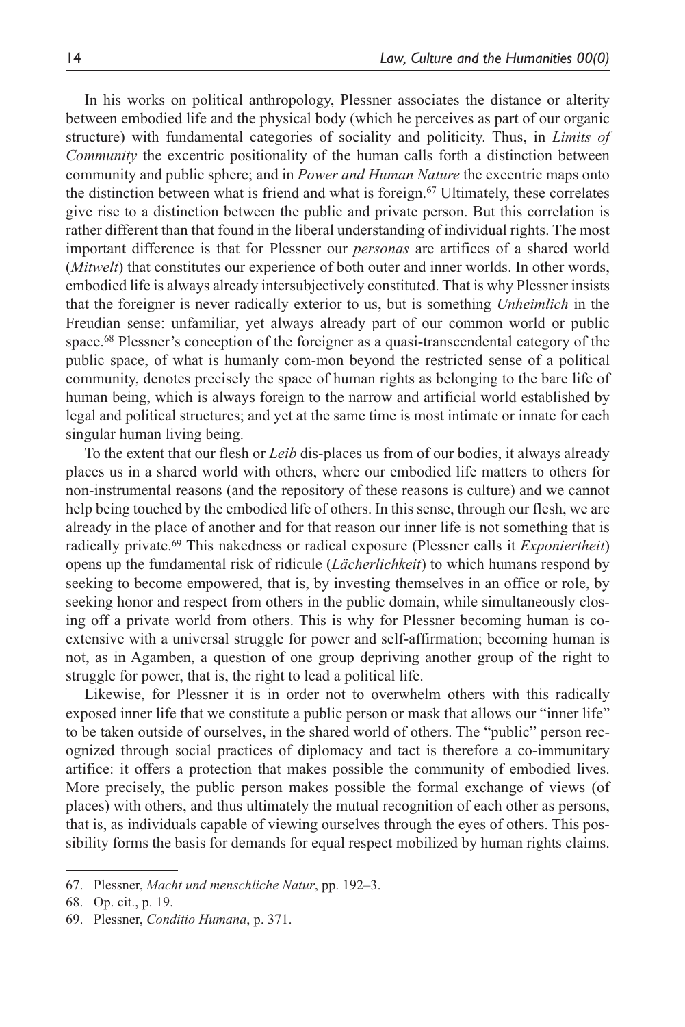In his works on political anthropology, Plessner associates the distance or alterity between embodied life and the physical body (which he perceives as part of our organic structure) with fundamental categories of sociality and politicity. Thus, in *Limits of Community* the excentric positionality of the human calls forth a distinction between community and public sphere; and in *Power and Human Nature* the excentric maps onto the distinction between what is friend and what is foreign.[67] Ultimately, these correlates give rise to a distinction between the public and private person. But this correlation is rather different than that found in the liberal understanding of individual rights. The most important difference is that for Plessner our *personas* are artifices of a shared world (*Mitwelt*) that constitutes our experience of both outer and inner worlds. In other words, embodied life is always already intersubjectively constituted. That is why Plessner insists that the foreigner is never radically exterior to us, but is something *Unheimlich* in the Freudian sense: unfamiliar, yet always already part of our common world or public space.[68] Plessner's conception of the foreigner as a quasi-transcendental category of the public space, of what is humanly com-mon beyond the restricted sense of a political community, denotes precisely the space of human rights as belonging to the bare life of human being, which is always foreign to the narrow and artificial world established by legal and political structures; and yet at the same time is most intimate or innate for each singular human living being.

To the extent that our flesh or *Leib* dis-places us from of our bodies, it always already places us in a shared world with others, where our embodied life matters to others for non-instrumental reasons (and the repository of these reasons is culture) and we cannot help being touched by the embodied life of others. In this sense, through our flesh, we are already in the place of another and for that reason our inner life is not something that is radically private.[69] This nakedness or radical exposure (Plessner calls it *Exponiertheit*) opens up the fundamental risk of ridicule (*Lächerlichkeit*) to which humans respond by seeking to become empowered, that is, by investing themselves in an office or role, by seeking honor and respect from others in the public domain, while simultaneously closing off a private world from others. This is why for Plessner becoming human is co-extensive with a universal struggle for power and self-affirmation; becoming human is not, as in Agamben, a question of one group depriving another group of the right to struggle for power, that is, the right to lead a political life.

Likewise, for Plessner it is in order not to overwhelm others with this radically exposed inner life that we constitute a public person or mask that allows our "inner life" to be taken outside of ourselves, in the shared world of others. The "public" person recognized through social practices of diplomacy and tact is therefore a co-immunitary artifice: it offers a protection that makes possible the community of embodied lives. More precisely, the public person makes possible the formal exchange of views (of places) with others, and thus ultimately the mutual recognition of each other as persons, that is, as individuals capable of viewing ourselves through the eyes of others. This possibility forms the basis for demands for equal respect mobilized by human rights claims.

---

67. Plessner, *Macht und menschliche Natur*, pp. 192–3.

68. Op. cit., p. 19.

69. Plessner, *Conditio Humana*, p. 371.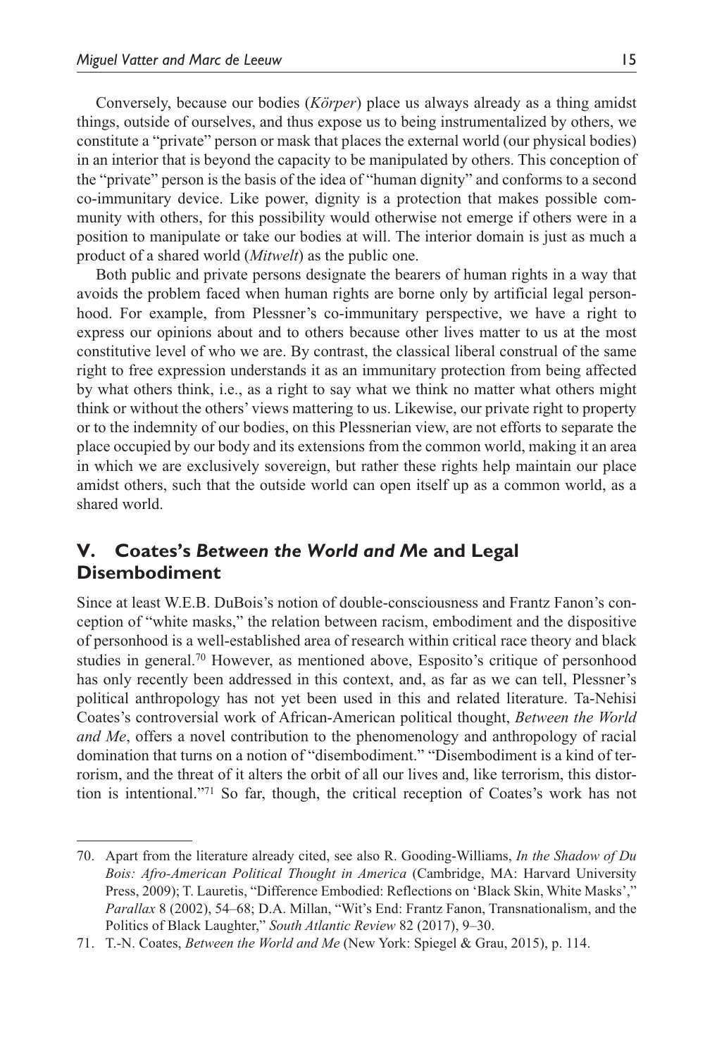Conversely, because our bodies (*Körper*) place us always already as a thing amidst things, outside of ourselves, and thus expose us to being instrumentalized by others, we constitute a "private" person or mask that places the external world (our physical bodies) in an interior that is beyond the capacity to be manipulated by others. This conception of the "private" person is the basis of the idea of "human dignity" and conforms to a second co-immunitary device. Like power, dignity is a protection that makes possible community with others, for this possibility would otherwise not emerge if others were in a position to manipulate or take our bodies at will. The interior domain is just as much a product of a shared world (*Mitwelt*) as the public one.

Both public and private persons designate the bearers of human rights in a way that avoids the problem faced when human rights are borne only by artificial legal personhood. For example, from Plessner's co-immunitary perspective, we have a right to express our opinions about and to others because other lives matter to us at the most constitutive level of who we are. By contrast, the classical liberal construal of the same right to free expression understands it as an immunitary protection from being affected by what others think, i.e., as a right to say what we think no matter what others might think or without the others' views mattering to us. Likewise, our private right to property or to the indemnity of our bodies, on this Plessnerian view, are not efforts to separate the place occupied by our body and its extensions from the common world, making it an area in which we are exclusively sovereign, but rather these rights help maintain our place amidst others, such that the outside world can open itself up as a common world, as a shared world.

## V. Coates's *Between the World and Me* and Legal Disembodiment

Since at least W.E.B. DuBois's notion of double-consciousness and Frantz Fanon's conception of "white masks," the relation between racism, embodiment and the dispositive of personhood is a well-established area of research within critical race theory and black studies in general.[70] However, as mentioned above, Esposito's critique of personhood has only recently been addressed in this context, and, as far as we can tell, Plessner's political anthropology has not yet been used in this and related literature. Ta-Nehisi Coates's controversial work of African-American political thought, *Between the World and Me*, offers a novel contribution to the phenomenology and anthropology of racial domination that turns on a notion of "disembodiment." "Disembodiment is a kind of terrorism, and the threat of it alters the orbit of all our lives and, like terrorism, this distortion is intentional."[71] So far, though, the critical reception of Coates's work has not

70. Apart from the literature already cited, see also R. Gooding-Williams, *In the Shadow of Du Bois: Afro-American Political Thought in America* (Cambridge, MA: Harvard University Press, 2009); T. Lauretis, "Difference Embodied: Reflections on 'Black Skin, White Masks'," *Parallax* 8 (2002), 54–68; D.A. Millan, "Wit's End: Frantz Fanon, Transnationalism, and the Politics of Black Laughter," *South Atlantic Review* 82 (2017), 9–30.

71. T.-N. Coates, *Between the World and Me* (New York: Spiegel & Grau, 2015), p. 114.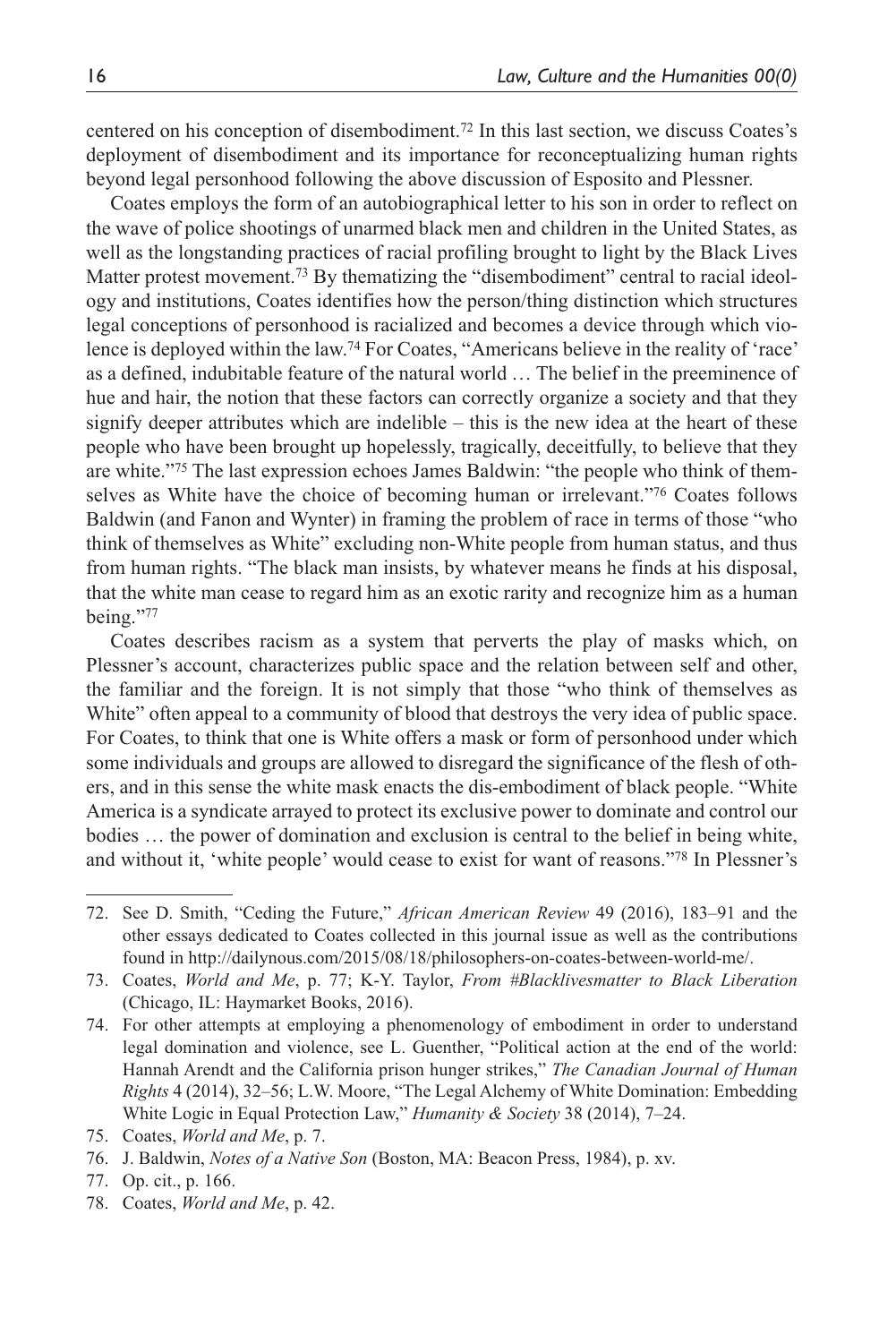centered on his conception of disembodiment.[72] In this last section, we discuss Coates's deployment of disembodiment and its importance for reconceptualizing human rights beyond legal personhood following the above discussion of Esposito and Plessner.

Coates employs the form of an autobiographical letter to his son in order to reflect on the wave of police shootings of unarmed black men and children in the United States, as well as the longstanding practices of racial profiling brought to light by the Black Lives Matter protest movement.[73] By thematizing the "disembodiment" central to racial ideology and institutions, Coates identifies how the person/thing distinction which structures legal conceptions of personhood is racialized and becomes a device through which violence is deployed within the law.[74] For Coates, "Americans believe in the reality of 'race' as a defined, indubitable feature of the natural world … The belief in the preeminence of hue and hair, the notion that these factors can correctly organize a society and that they signify deeper attributes which are indelible – this is the new idea at the heart of these people who have been brought up hopelessly, tragically, deceitfully, to believe that they are white."[75] The last expression echoes James Baldwin: "the people who think of themselves as White have the choice of becoming human or irrelevant."[76] Coates follows Baldwin (and Fanon and Wynter) in framing the problem of race in terms of those "who think of themselves as White" excluding non-White people from human status, and thus from human rights. "The black man insists, by whatever means he finds at his disposal, that the white man cease to regard him as an exotic rarity and recognize him as a human being."[77]

Coates describes racism as a system that perverts the play of masks which, on Plessner's account, characterizes public space and the relation between self and other, the familiar and the foreign. It is not simply that those "who think of themselves as White" often appeal to a community of blood that destroys the very idea of public space. For Coates, to think that one is White offers a mask or form of personhood under which some individuals and groups are allowed to disregard the significance of the flesh of others, and in this sense the white mask enacts the dis-embodiment of black people. "White America is a syndicate arrayed to protect its exclusive power to dominate and control our bodies … the power of domination and exclusion is central to the belief in being white, and without it, 'white people' would cease to exist for want of reasons."[78] In Plessner's

72. See D. Smith, "Ceding the Future," *African American Review* 49 (2016), 183–91 and the other essays dedicated to Coates collected in this journal issue as well as the contributions found in http://dailynous.com/2015/08/18/philosophers-on-coates-between-world-me/.
73. Coates, *World and Me*, p. 77; K-Y. Taylor, *From #Blacklivesmatter to Black Liberation* (Chicago, IL: Haymarket Books, 2016).
74. For other attempts at employing a phenomenology of embodiment in order to understand legal domination and violence, see L. Guenther, "Political action at the end of the world: Hannah Arendt and the California prison hunger strikes," *The Canadian Journal of Human Rights* 4 (2014), 32–56; L.W. Moore, "The Legal Alchemy of White Domination: Embedding White Logic in Equal Protection Law," *Humanity & Society* 38 (2014), 7–24.
75. Coates, *World and Me*, p. 7.
76. J. Baldwin, *Notes of a Native Son* (Boston, MA: Beacon Press, 1984), p. xv.
77. Op. cit., p. 166.
78. Coates, *World and Me*, p. 42.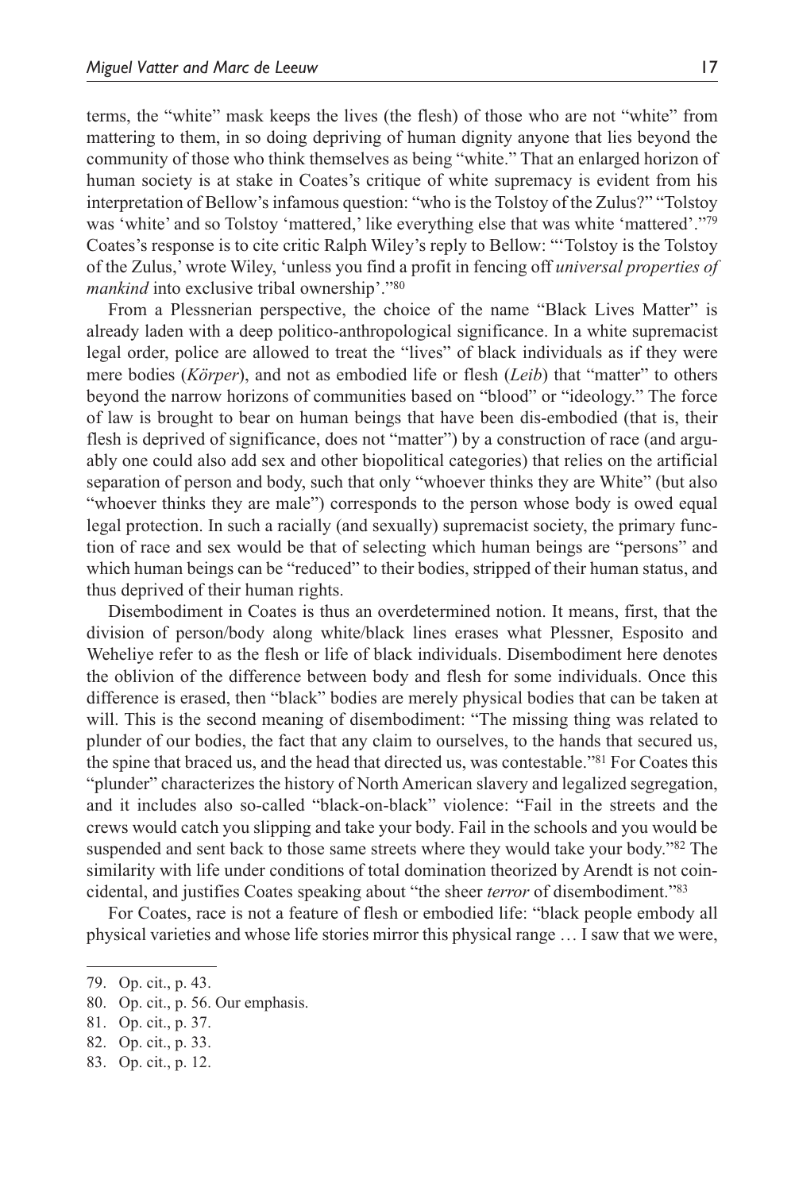terms, the "white" mask keeps the lives (the flesh) of those who are not "white" from mattering to them, in so doing depriving of human dignity anyone that lies beyond the community of those who think themselves as being "white." That an enlarged horizon of human society is at stake in Coates's critique of white supremacy is evident from his interpretation of Bellow's infamous question: "who is the Tolstoy of the Zulus?" "Tolstoy was 'white' and so Tolstoy 'mattered,' like everything else that was white 'mattered'."[79] Coates's response is to cite critic Ralph Wiley's reply to Bellow: "'Tolstoy is the Tolstoy of the Zulus,' wrote Wiley, 'unless you find a profit in fencing off *universal properties of mankind* into exclusive tribal ownership'."[80]

From a Plessnerian perspective, the choice of the name "Black Lives Matter" is already laden with a deep politico-anthropological significance. In a white supremacist legal order, police are allowed to treat the "lives" of black individuals as if they were mere bodies (*Körper*), and not as embodied life or flesh (*Leib*) that "matter" to others beyond the narrow horizons of communities based on "blood" or "ideology." The force of law is brought to bear on human beings that have been dis-embodied (that is, their flesh is deprived of significance, does not "matter") by a construction of race (and arguably one could also add sex and other biopolitical categories) that relies on the artificial separation of person and body, such that only "whoever thinks they are White" (but also "whoever thinks they are male") corresponds to the person whose body is owed equal legal protection. In such a racially (and sexually) supremacist society, the primary function of race and sex would be that of selecting which human beings are "persons" and which human beings can be "reduced" to their bodies, stripped of their human status, and thus deprived of their human rights.

Disembodiment in Coates is thus an overdetermined notion. It means, first, that the division of person/body along white/black lines erases what Plessner, Esposito and Weheliye refer to as the flesh or life of black individuals. Disembodiment here denotes the oblivion of the difference between body and flesh for some individuals. Once this difference is erased, then "black" bodies are merely physical bodies that can be taken at will. This is the second meaning of disembodiment: "The missing thing was related to plunder of our bodies, the fact that any claim to ourselves, to the hands that secured us, the spine that braced us, and the head that directed us, was contestable."[81] For Coates this "plunder" characterizes the history of North American slavery and legalized segregation, and it includes also so-called "black-on-black" violence: "Fail in the streets and the crews would catch you slipping and take your body. Fail in the schools and you would be suspended and sent back to those same streets where they would take your body."[82] The similarity with life under conditions of total domination theorized by Arendt is not coincidental, and justifies Coates speaking about "the sheer *terror* of disembodiment."[83]

For Coates, race is not a feature of flesh or embodied life: "black people embody all physical varieties and whose life stories mirror this physical range … I saw that we were,

79. Op. cit., p. 43.
80. Op. cit., p. 56. Our emphasis.
81. Op. cit., p. 37.
82. Op. cit., p. 33.
83. Op. cit., p. 12.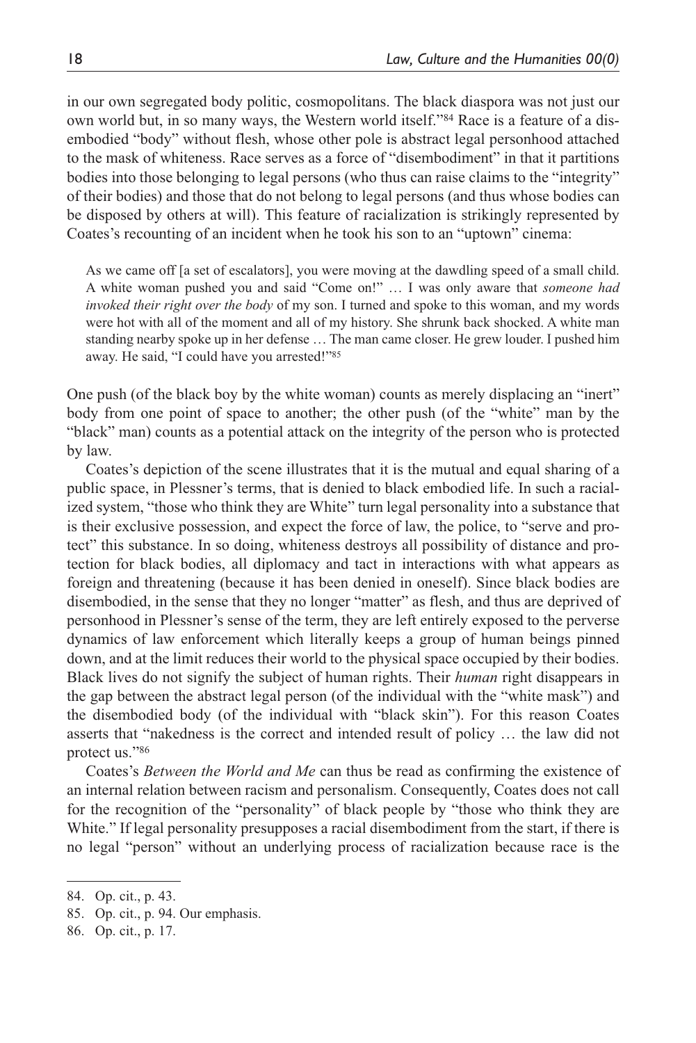in our own segregated body politic, cosmopolitans. The black diaspora was not just our own world but, in so many ways, the Western world itself."[84] Race is a feature of a disembodied "body" without flesh, whose other pole is abstract legal personhood attached to the mask of whiteness. Race serves as a force of "disembodiment" in that it partitions bodies into those belonging to legal persons (who thus can raise claims to the "integrity" of their bodies) and those that do not belong to legal persons (and thus whose bodies can be disposed by others at will). This feature of racialization is strikingly represented by Coates's recounting of an incident when he took his son to an "uptown" cinema:

> As we came off [a set of escalators], you were moving at the dawdling speed of a small child. A white woman pushed you and said "Come on!" … I was only aware that *someone had invoked their right over the body* of my son. I turned and spoke to this woman, and my words were hot with all of the moment and all of my history. She shrunk back shocked. A white man standing nearby spoke up in her defense … The man came closer. He grew louder. I pushed him away. He said, "I could have you arrested!"[85]

One push (of the black boy by the white woman) counts as merely displacing an "inert" body from one point of space to another; the other push (of the "white" man by the "black" man) counts as a potential attack on the integrity of the person who is protected by law.

Coates's depiction of the scene illustrates that it is the mutual and equal sharing of a public space, in Plessner's terms, that is denied to black embodied life. In such a racialized system, "those who think they are White" turn legal personality into a substance that is their exclusive possession, and expect the force of law, the police, to "serve and protect" this substance. In so doing, whiteness destroys all possibility of distance and protection for black bodies, all diplomacy and tact in interactions with what appears as foreign and threatening (because it has been denied in oneself). Since black bodies are disembodied, in the sense that they no longer "matter" as flesh, and thus are deprived of personhood in Plessner's sense of the term, they are left entirely exposed to the perverse dynamics of law enforcement which literally keeps a group of human beings pinned down, and at the limit reduces their world to the physical space occupied by their bodies. Black lives do not signify the subject of human rights. Their *human* right disappears in the gap between the abstract legal person (of the individual with the "white mask") and the disembodied body (of the individual with "black skin"). For this reason Coates asserts that "nakedness is the correct and intended result of policy … the law did not protect us."[86]

Coates's *Between the World and Me* can thus be read as confirming the existence of an internal relation between racism and personalism. Consequently, Coates does not call for the recognition of the "personality" of black people by "those who think they are White." If legal personality presupposes a racial disembodiment from the start, if there is no legal "person" without an underlying process of racialization because race is the

84. Op. cit., p. 43.
85. Op. cit., p. 94. Our emphasis.
86. Op. cit., p. 17.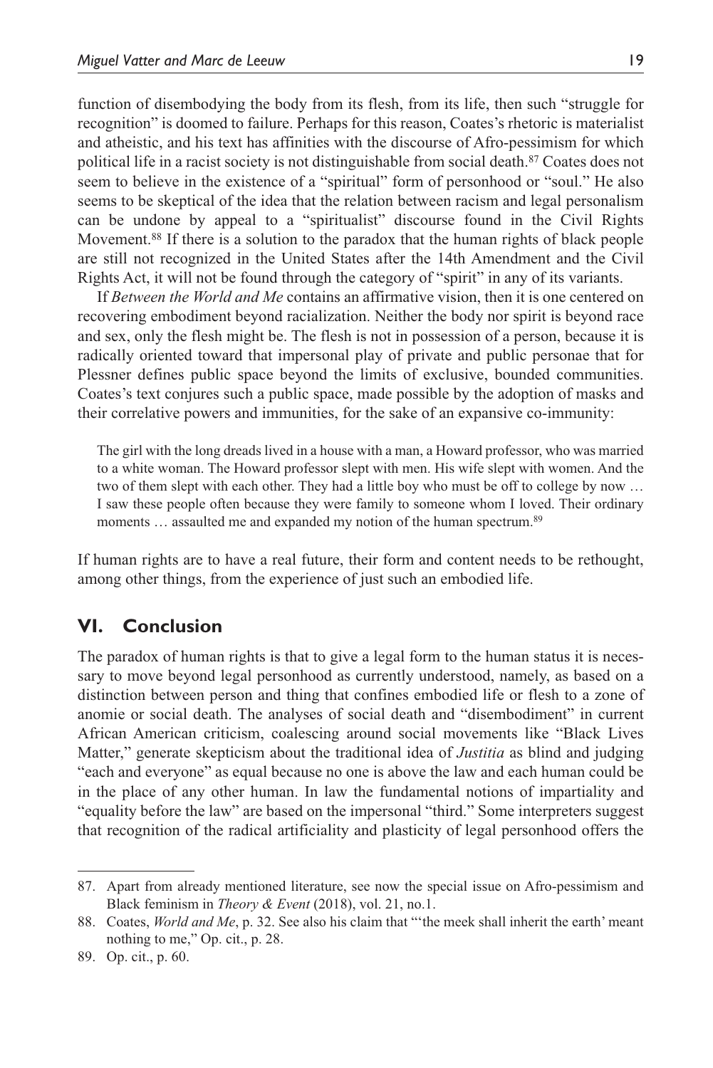function of disembodying the body from its flesh, from its life, then such "struggle for recognition" is doomed to failure. Perhaps for this reason, Coates's rhetoric is materialist and atheistic, and his text has affinities with the discourse of Afro-pessimism for which political life in a racist society is not distinguishable from social death.[87] Coates does not seem to believe in the existence of a "spiritual" form of personhood or "soul." He also seems to be skeptical of the idea that the relation between racism and legal personalism can be undone by appeal to a "spiritualist" discourse found in the Civil Rights Movement.[88] If there is a solution to the paradox that the human rights of black people are still not recognized in the United States after the 14th Amendment and the Civil Rights Act, it will not be found through the category of "spirit" in any of its variants.

If *Between the World and Me* contains an affirmative vision, then it is one centered on recovering embodiment beyond racialization. Neither the body nor spirit is beyond race and sex, only the flesh might be. The flesh is not in possession of a person, because it is radically oriented toward that impersonal play of private and public personae that for Plessner defines public space beyond the limits of exclusive, bounded communities. Coates's text conjures such a public space, made possible by the adoption of masks and their correlative powers and immunities, for the sake of an expansive co-immunity:

> The girl with the long dreads lived in a house with a man, a Howard professor, who was married to a white woman. The Howard professor slept with men. His wife slept with women. And the two of them slept with each other. They had a little boy who must be off to college by now … I saw these people often because they were family to someone whom I loved. Their ordinary moments … assaulted me and expanded my notion of the human spectrum.[89]

If human rights are to have a real future, their form and content needs to be rethought, among other things, from the experience of just such an embodied life.

## VI. Conclusion

The paradox of human rights is that to give a legal form to the human status it is necessary to move beyond legal personhood as currently understood, namely, as based on a distinction between person and thing that confines embodied life or flesh to a zone of anomie or social death. The analyses of social death and "disembodiment" in current African American criticism, coalescing around social movements like "Black Lives Matter," generate skepticism about the traditional idea of *Justitia* as blind and judging "each and everyone" as equal because no one is above the law and each human could be in the place of any other human. In law the fundamental notions of impartiality and "equality before the law" are based on the impersonal "third." Some interpreters suggest that recognition of the radical artificiality and plasticity of legal personhood offers the

---

87. Apart from already mentioned literature, see now the special issue on Afro-pessimism and Black feminism in *Theory & Event* (2018), vol. 21, no.1.
88. Coates, *World and Me*, p. 32. See also his claim that "'the meek shall inherit the earth' meant nothing to me," Op. cit., p. 28.
89. Op. cit., p. 60.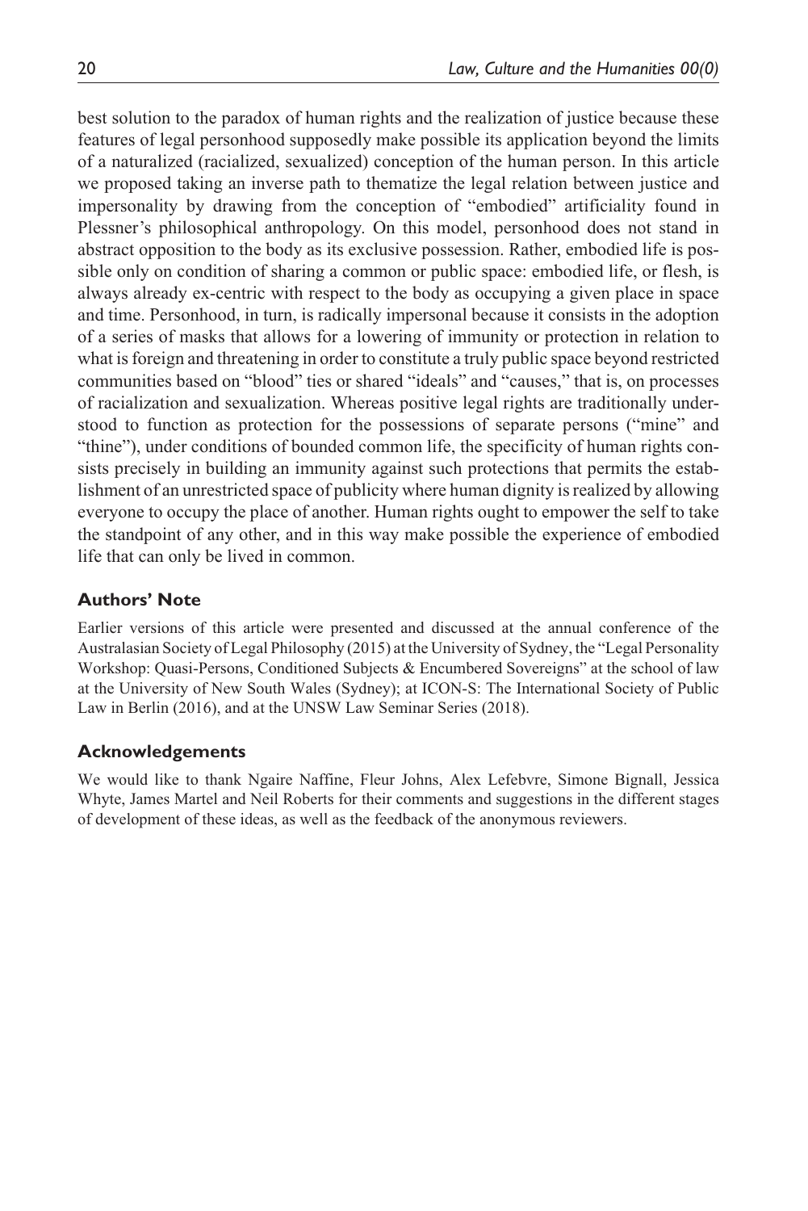best solution to the paradox of human rights and the realization of justice because these features of legal personhood supposedly make possible its application beyond the limits of a naturalized (racialized, sexualized) conception of the human person. In this article we proposed taking an inverse path to thematize the legal relation between justice and impersonality by drawing from the conception of "embodied" artificiality found in Plessner's philosophical anthropology. On this model, personhood does not stand in abstract opposition to the body as its exclusive possession. Rather, embodied life is possible only on condition of sharing a common or public space: embodied life, or flesh, is always already ex-centric with respect to the body as occupying a given place in space and time. Personhood, in turn, is radically impersonal because it consists in the adoption of a series of masks that allows for a lowering of immunity or protection in relation to what is foreign and threatening in order to constitute a truly public space beyond restricted communities based on "blood" ties or shared "ideals" and "causes," that is, on processes of racialization and sexualization. Whereas positive legal rights are traditionally understood to function as protection for the possessions of separate persons ("mine" and "thine"), under conditions of bounded common life, the specificity of human rights consists precisely in building an immunity against such protections that permits the establishment of an unrestricted space of publicity where human dignity is realized by allowing everyone to occupy the place of another. Human rights ought to empower the self to take the standpoint of any other, and in this way make possible the experience of embodied life that can only be lived in common.

## Authors' Note

Earlier versions of this article were presented and discussed at the annual conference of the Australasian Society of Legal Philosophy (2015) at the University of Sydney, the "Legal Personality Workshop: Quasi-Persons, Conditioned Subjects & Encumbered Sovereigns" at the school of law at the University of New South Wales (Sydney); at ICON-S: The International Society of Public Law in Berlin (2016), and at the UNSW Law Seminar Series (2018).

## Acknowledgements

We would like to thank Ngaire Naffine, Fleur Johns, Alex Lefebvre, Simone Bignall, Jessica Whyte, James Martel and Neil Roberts for their comments and suggestions in the different stages of development of these ideas, as well as the feedback of the anonymous reviewers.